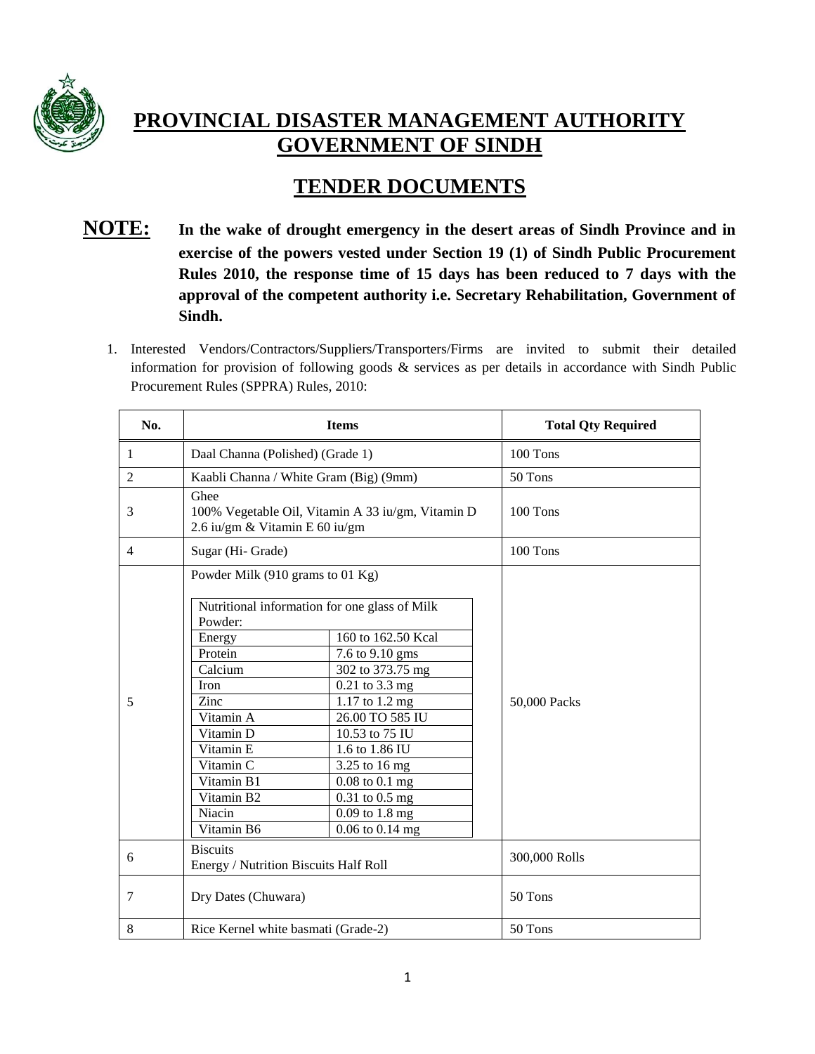# PROVINCIAL DISASTER MANAGEMENT AUTHORITY
# GOVERNMENT OF SINDH

## TENDER DOCUMENTS

**NOTE:** **In the wake of drought emergency in the desert areas of Sindh Province and in exercise of the powers vested under Section 19 (1) of Sindh Public Procurement Rules 2010, the response time of 15 days has been reduced to 7 days with the approval of the competent authority i.e. Secretary Rehabilitation, Government of Sindh.**

1. Interested Vendors/Contractors/Suppliers/Transporters/Firms are invited to submit their detailed information for provision of following goods & services as per details in accordance with Sindh Public Procurement Rules (SPPRA) Rules, 2010:

| No. | Items | Total Qty Required |
|---|---|---|
| 1 | Daal Channa (Polished) (Grade 1) | 100 Tons |
| 2 | Kaabli Channa / White Gram (Big) (9mm) | 50 Tons |
| 3 | Ghee<br>100% Vegetable Oil, Vitamin A 33 iu/gm, Vitamin D 2.6 iu/gm & Vitamin E 60 iu/gm | 100 Tons |
| 4 | Sugar (Hi- Grade) | 100 Tons |
| 5 | Powder Milk (910 grams to 01 Kg)<br><br>Nutritional information for one glass of Milk Powder:<br>Energy: 160 to 162.50 Kcal<br>Protein: 7.6 to 9.10 gms<br>Calcium: 302 to 373.75 mg<br>Iron: 0.21 to 3.3 mg<br>Zinc: 1.17 to 1.2 mg<br>Vitamin A: 26.00 TO 585 IU<br>Vitamin D: 10.53 to 75 IU<br>Vitamin E: 1.6 to 1.86 IU<br>Vitamin C: 3.25 to 16 mg<br>Vitamin B1: 0.08 to 0.1 mg<br>Vitamin B2: 0.31 to 0.5 mg<br>Niacin: 0.09 to 1.8 mg<br>Vitamin B6: 0.06 to 0.14 mg | 50,000 Packs |
| 6 | Biscuits<br>Energy / Nutrition Biscuits Half Roll | 300,000 Rolls |
| 7 | Dry Dates (Chuwara) | 50 Tons |
| 8 | Rice Kernel white basmati (Grade-2) | 50 Tons |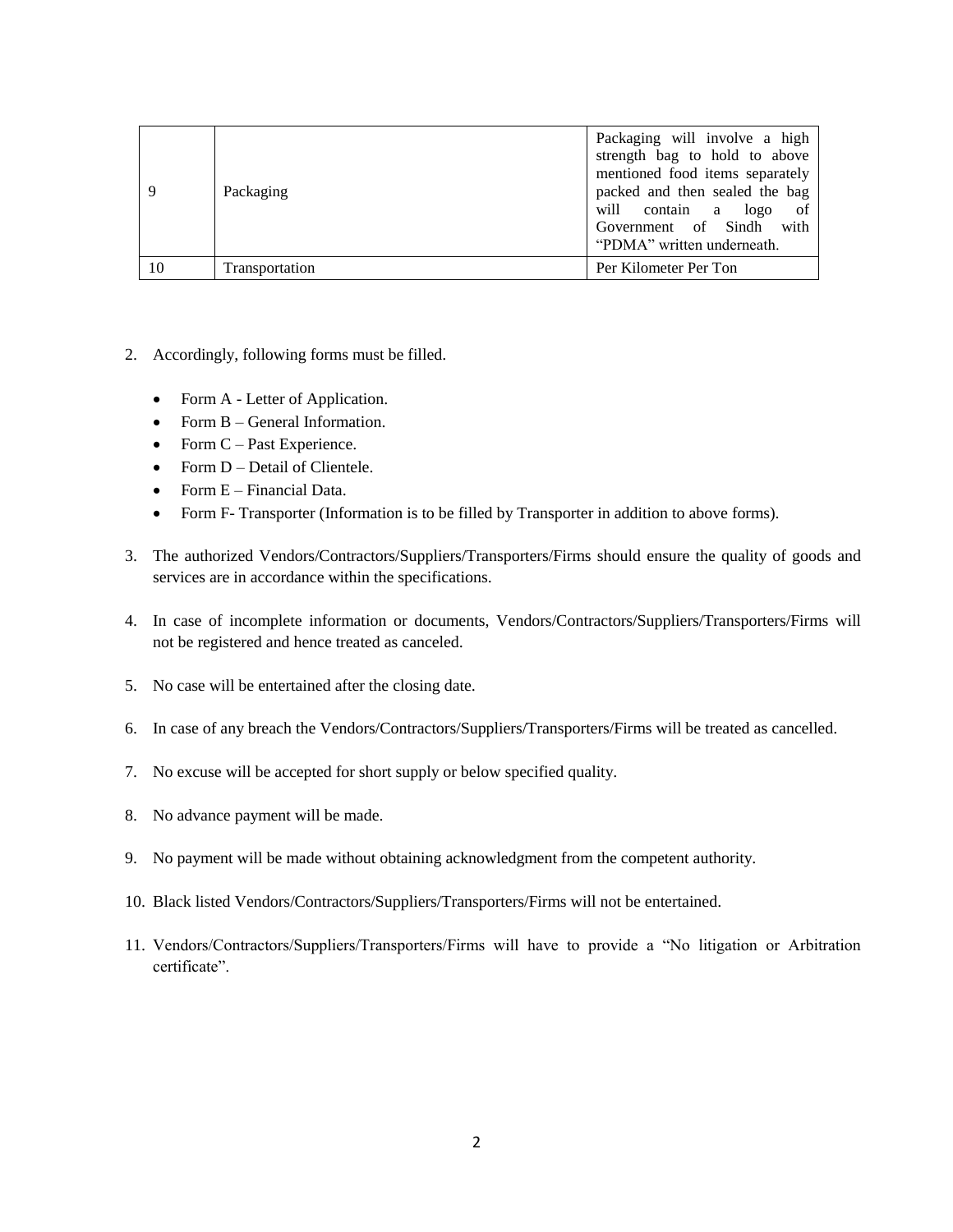| 9 | Packaging | Packaging will involve a high strength bag to hold to above mentioned food items separately packed and then sealed the bag will contain a logo of Government of Sindh with "PDMA" written underneath. |
|---|---|---|
| 10 | Transportation | Per Kilometer Per Ton |

2. Accordingly, following forms must be filled.

   - Form A - Letter of Application.
   - Form B – General Information.
   - Form C – Past Experience.
   - Form D – Detail of Clientele.
   - Form E – Financial Data.
   - Form F- Transporter (Information is to be filled by Transporter in addition to above forms).

3. The authorized Vendors/Contractors/Suppliers/Transporters/Firms should ensure the quality of goods and services are in accordance within the specifications.

4. In case of incomplete information or documents, Vendors/Contractors/Suppliers/Transporters/Firms will not be registered and hence treated as canceled.

5. No case will be entertained after the closing date.

6. In case of any breach the Vendors/Contractors/Suppliers/Transporters/Firms will be treated as cancelled.

7. No excuse will be accepted for short supply or below specified quality.

8. No advance payment will be made.

9. No payment will be made without obtaining acknowledgment from the competent authority.

10. Black listed Vendors/Contractors/Suppliers/Transporters/Firms will not be entertained.

11. Vendors/Contractors/Suppliers/Transporters/Firms will have to provide a "No litigation or Arbitration certificate".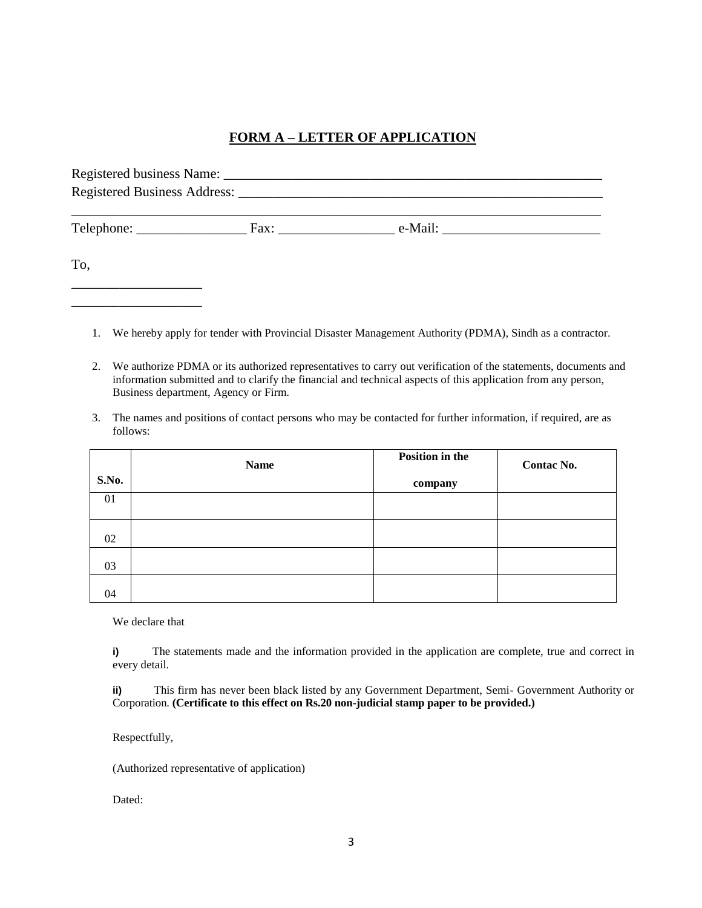## FORM A – LETTER OF APPLICATION

Registered business Name: ___________________________________________________________

Registered Business Address: _________________________________________________________

_________________________________________________________________________________

Telephone: ________________ Fax: _________________ e-Mail: _______________________

To,

___________________

___________________

1. We hereby apply for tender with Provincial Disaster Management Authority (PDMA), Sindh as a contractor.

2. We authorize PDMA or its authorized representatives to carry out verification of the statements, documents and information submitted and to clarify the financial and technical aspects of this application from any person, Business department, Agency or Firm.

3. The names and positions of contact persons who may be contacted for further information, if required, are as follows:

| S.No. | Name | Position in the company | Contac No. |
|---|---|---|---|
| 01 | | | |
| 02 | | | |
| 03 | | | |
| 04 | | | |

We declare that

**i)** The statements made and the information provided in the application are complete, true and correct in every detail.

**ii)** This firm has never been black listed by any Government Department, Semi- Government Authority or Corporation. **(Certificate to this effect on Rs.20 non-judicial stamp paper to be provided.)**

Respectfully,

(Authorized representative of application)

Dated: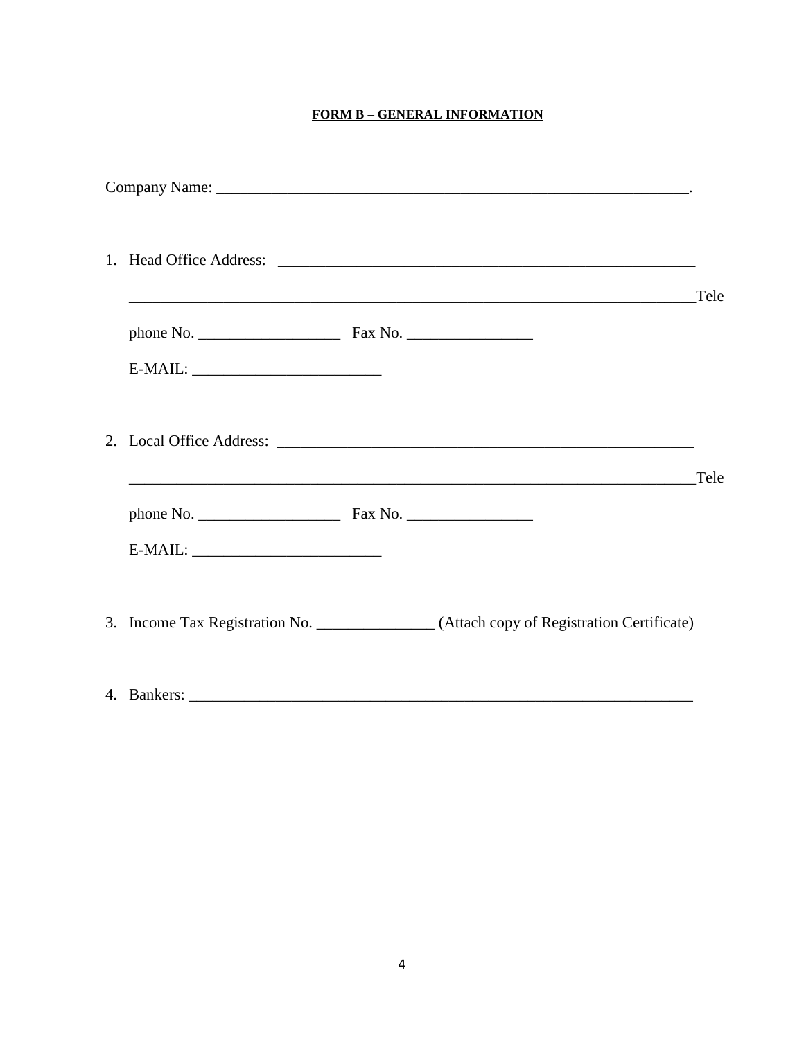**FORM B – GENERAL INFORMATION**

Company Name: ________________________________________________________________.

1. Head Office Address: ________________________________________________________

   ___________________________________________________________________________Tele

   phone No. __________________ Fax No. ________________

   E-MAIL: ________________________

2. Local Office Address: ________________________________________________________

   ___________________________________________________________________________Tele

   phone No. __________________ Fax No. ________________

   E-MAIL: ________________________

3. Income Tax Registration No. _______________ (Attach copy of Registration Certificate)

4. Bankers: ___________________________________________________________________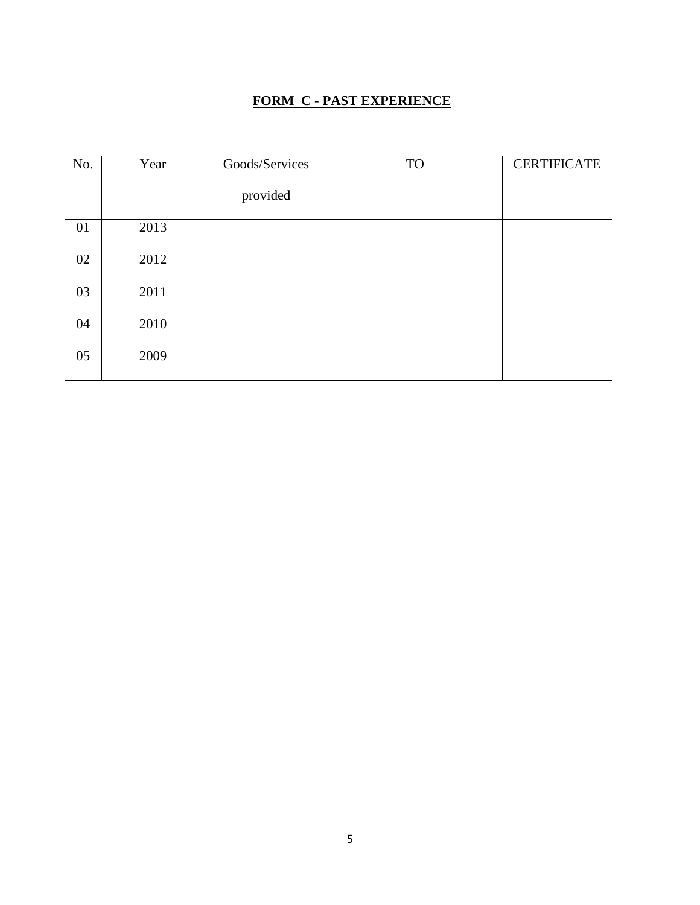## **FORM C - PAST EXPERIENCE**

| No. | Year | Goods/Services provided | TO | CERTIFICATE |
|---|---|---|---|---|
| 01 | 2013 | | | |
| 02 | 2012 | | | |
| 03 | 2011 | | | |
| 04 | 2010 | | | |
| 05 | 2009 | | | |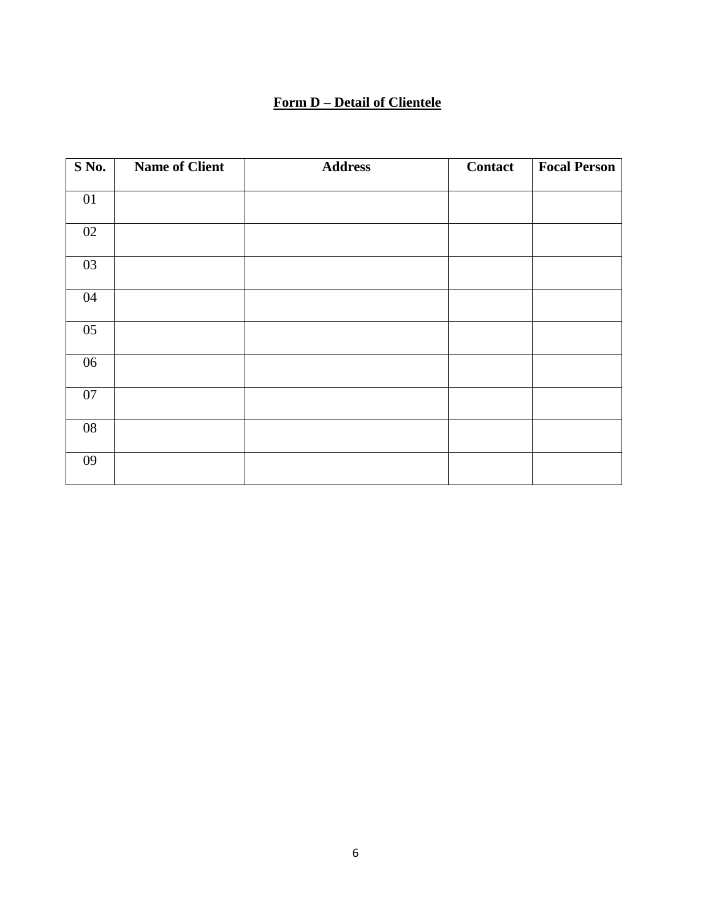**<u>Form D – Detail of Clientele</u>**

| S No. | Name of Client | Address | Contact | Focal Person |
|---|---|---|---|---|
| 01 | | | | |
| 02 | | | | |
| 03 | | | | |
| 04 | | | | |
| 05 | | | | |
| 06 | | | | |
| 07 | | | | |
| 08 | | | | |
| 09 | | | | |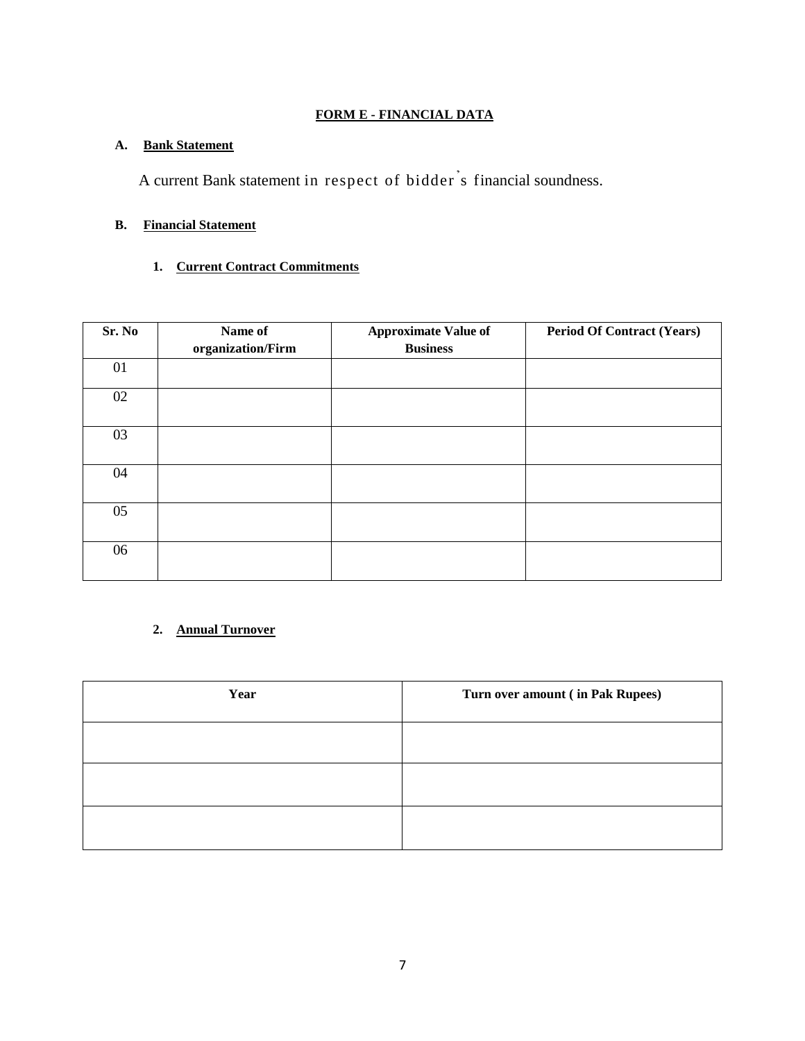# FORM E - FINANCIAL DATA

**A. Bank Statement**

A current Bank statement in respect of bidder's financial soundness.

**B. Financial Statement**

**1. Current Contract Commitments**

| Sr. No | Name of organization/Firm | Approximate Value of Business | Period Of Contract (Years) |
|---|---|---|---|
| 01 | | | |
| 02 | | | |
| 03 | | | |
| 04 | | | |
| 05 | | | |
| 06 | | | |

**2. Annual Turnover**

| Year | Turn over amount ( in Pak Rupees) |
|---|---|
| | |
| | |
| | |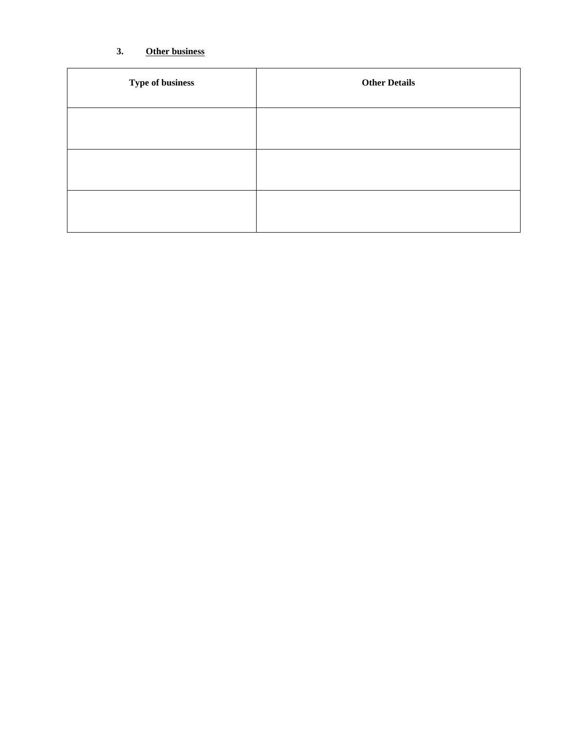**3. <u>Other business</u>**

| Type of business | Other Details |
| --- | --- |
| | |
| | |
| | |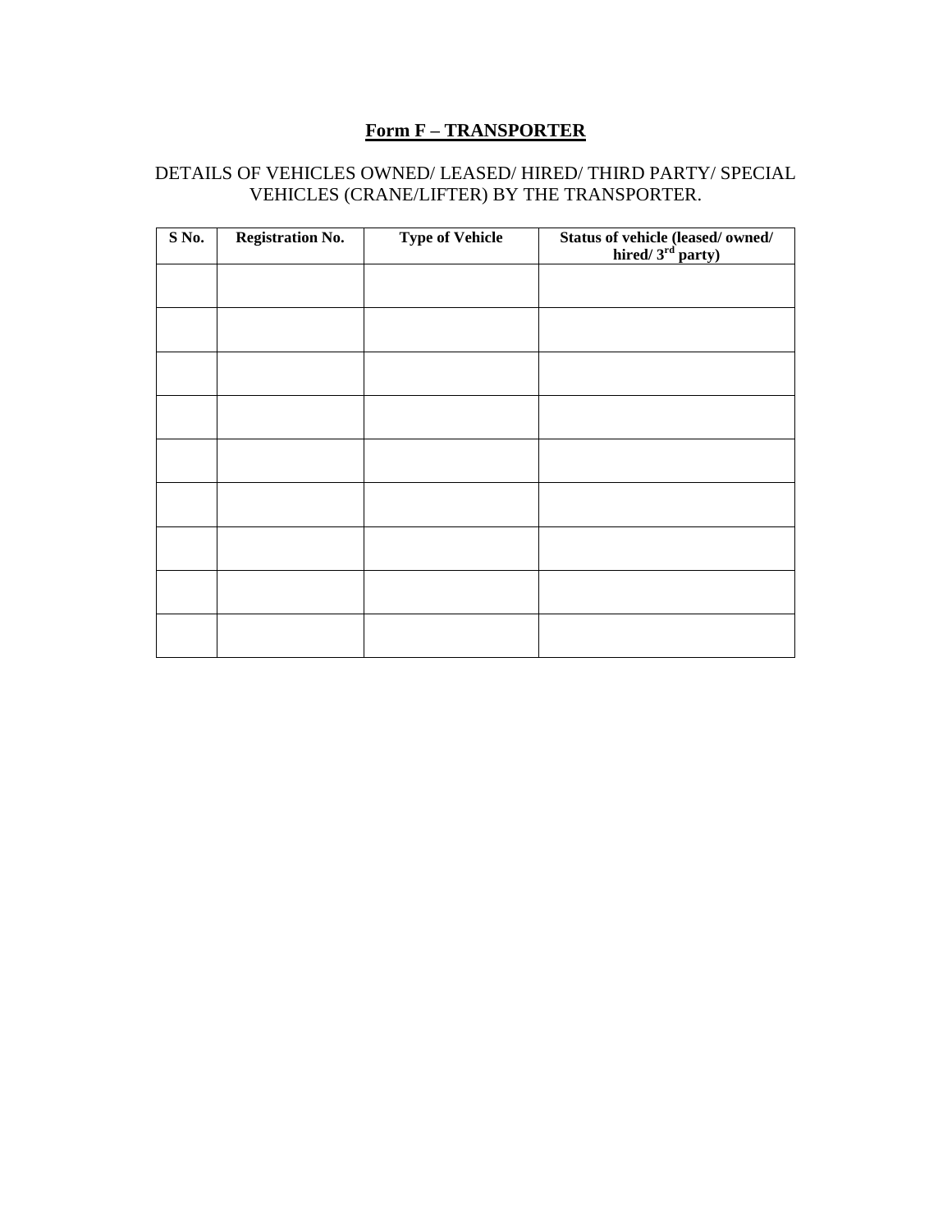## Form F – TRANSPORTER

DETAILS OF VEHICLES OWNED/ LEASED/ HIRED/ THIRD PARTY/ SPECIAL VEHICLES (CRANE/LIFTER) BY THE TRANSPORTER.

| S No. | Registration No. | Type of Vehicle | Status of vehicle (leased/ owned/ hired/ 3rd party) |
|---|---|---|---|
| | | | |
| | | | |
| | | | |
| | | | |
| | | | |
| | | | |
| | | | |
| | | | |
| | | | |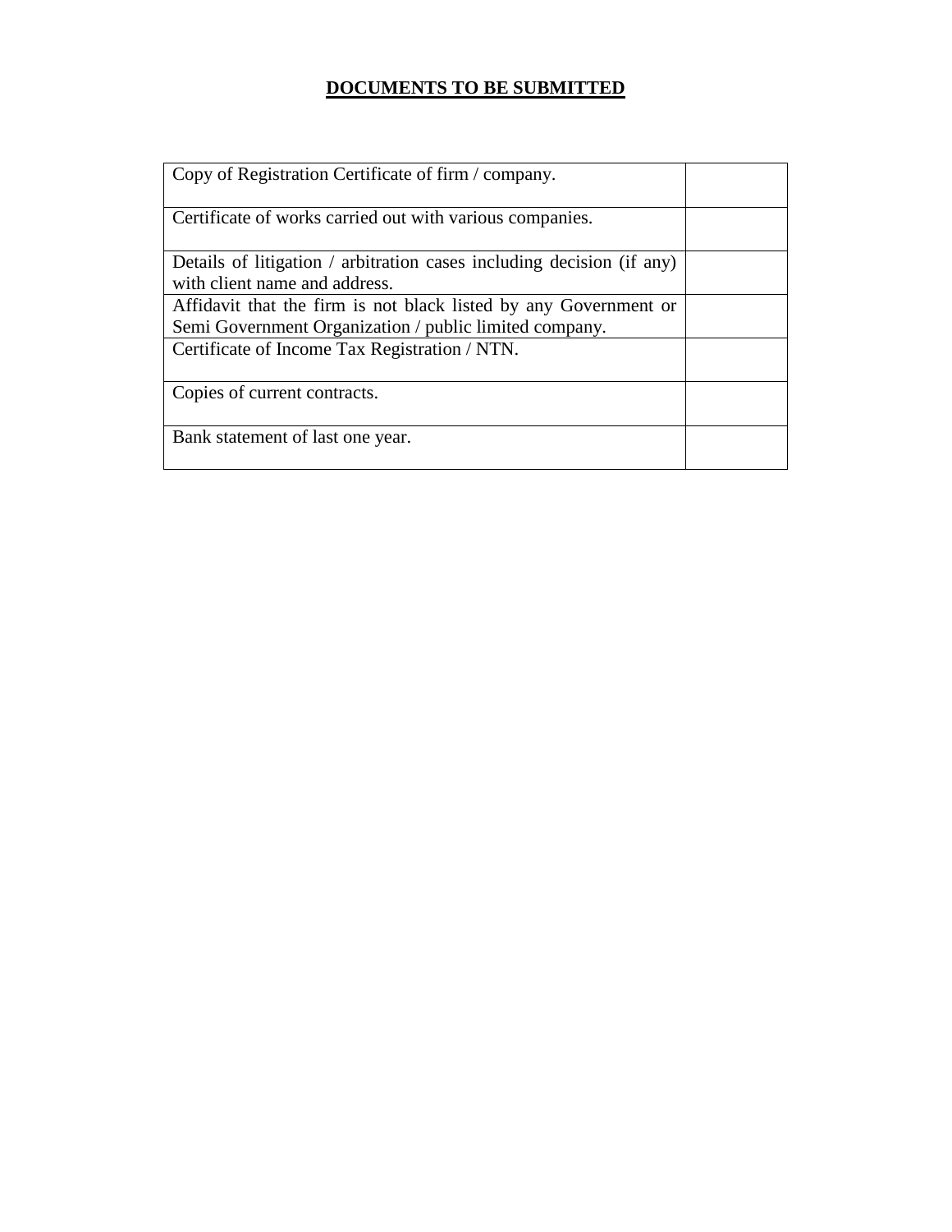**DOCUMENTS TO BE SUBMITTED**

| | |
|---|---|
| Copy of Registration Certificate of firm / company. | |
| Certificate of works carried out with various companies. | |
| Details of litigation / arbitration cases including decision (if any) with client name and address. | |
| Affidavit that the firm is not black listed by any Government or Semi Government Organization / public limited company. | |
| Certificate of Income Tax Registration / NTN. | |
| Copies of current contracts. | |
| Bank statement of last one year. | |